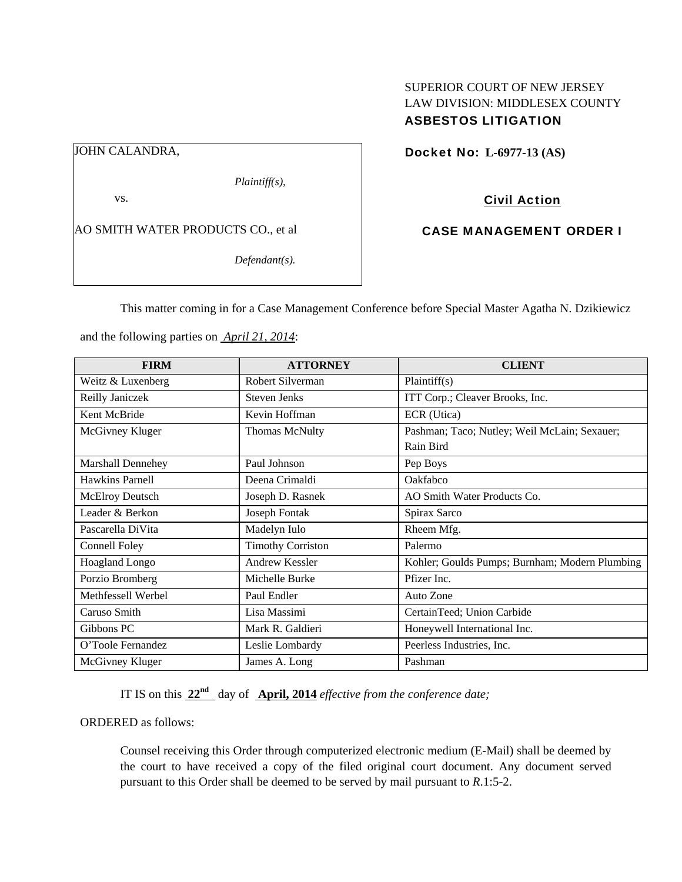SUPERIOR COURT OF NEW JERSEY
LAW DIVISION: MIDDLESEX COUNTY
**ASBESTOS LITIGATION**

JOHN CALANDRA,

*Plaintiff(s),*

vs.

AO SMITH WATER PRODUCTS CO., et al

*Defendant(s).*

**Docket No: L-6977-13 (AS)**

**Civil Action**

**CASE MANAGEMENT ORDER I**

This matter coming in for a Case Management Conference before Special Master Agatha N. Dzikiewicz and the following parties on *April 21, 2014*:

| FIRM | ATTORNEY | CLIENT |
|---|---|---|
| Weitz & Luxenberg | Robert Silverman | Plaintiff(s) |
| Reilly Janiczek | Steven Jenks | ITT Corp.; Cleaver Brooks, Inc. |
| Kent McBride | Kevin Hoffman | ECR (Utica) |
| McGivney Kluger | Thomas McNulty | Pashman; Taco; Nutley; Weil McLain; Sexauer; Rain Bird |
| Marshall Dennehey | Paul Johnson | Pep Boys |
| Hawkins Parnell | Deena Crimaldi | Oakfabco |
| McElroy Deutsch | Joseph D. Rasnek | AO Smith Water Products Co. |
| Leader & Berkon | Joseph Fontak | Spirax Sarco |
| Pascarella DiVita | Madelyn Iulo | Rheem Mfg. |
| Connell Foley | Timothy Corriston | Palermo |
| Hoagland Longo | Andrew Kessler | Kohler; Goulds Pumps; Burnham; Modern Plumbing |
| Porzio Bromberg | Michelle Burke | Pfizer Inc. |
| Methfessell Werbel | Paul Endler | Auto Zone |
| Caruso Smith | Lisa Massimi | CertainTeed; Union Carbide |
| Gibbons PC | Mark R. Galdieri | Honeywell International Inc. |
| O'Toole Fernandez | Leslie Lombardy | Peerless Industries, Inc. |
| McGivney Kluger | James A. Long | Pashman |

IT IS on this **22nd** day of **April, 2014** *effective from the conference date;*

ORDERED as follows:

Counsel receiving this Order through computerized electronic medium (E-Mail) shall be deemed by the court to have received a copy of the filed original court document. Any document served pursuant to this Order shall be deemed to be served by mail pursuant to *R*.1:5-2.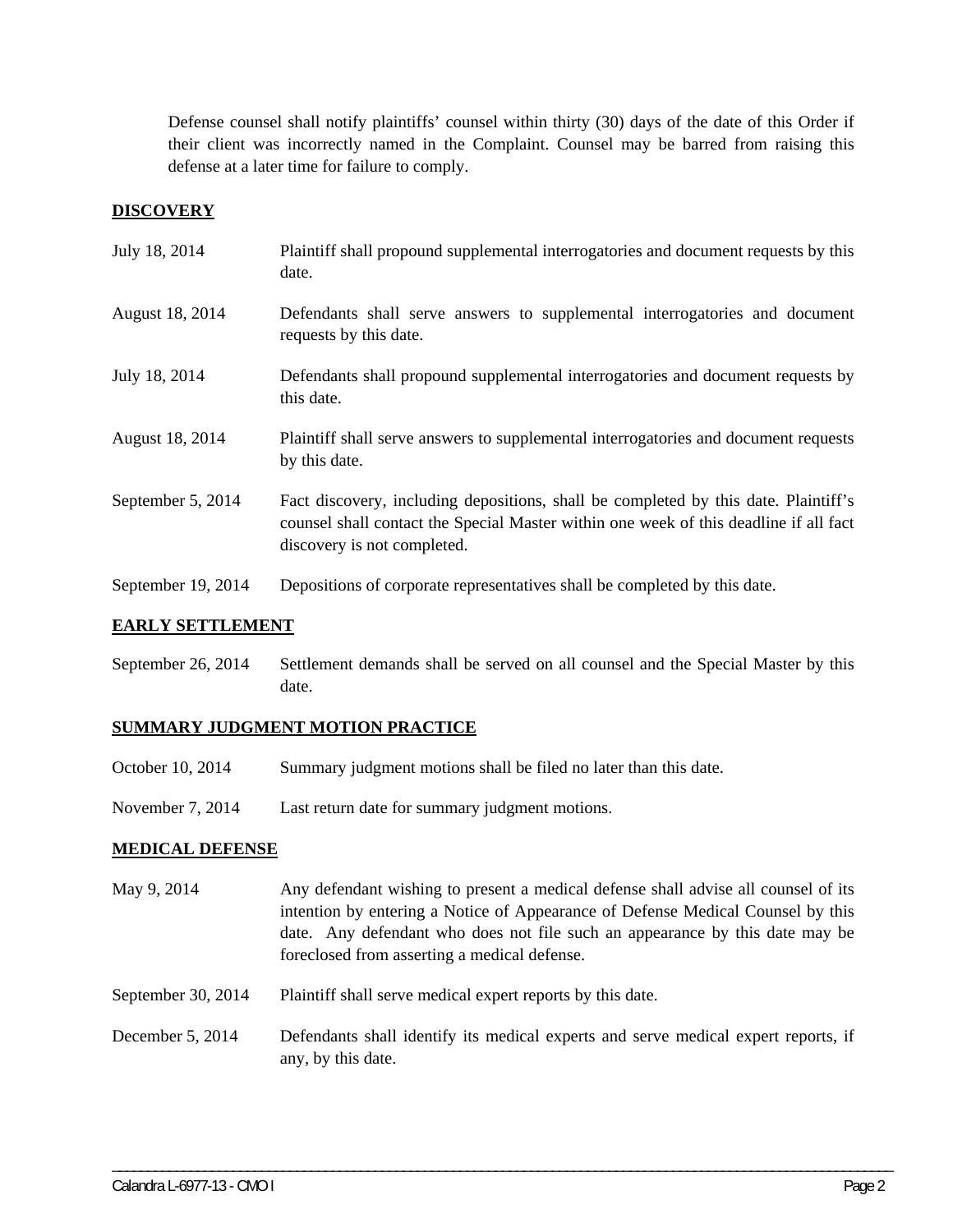Defense counsel shall notify plaintiffs' counsel within thirty (30) days of the date of this Order if their client was incorrectly named in the Complaint. Counsel may be barred from raising this defense at a later time for failure to comply.

## DISCOVERY

| | |
|---|---|
| July 18, 2014 | Plaintiff shall propound supplemental interrogatories and document requests by this date. |
| August 18, 2014 | Defendants shall serve answers to supplemental interrogatories and document requests by this date. |
| July 18, 2014 | Defendants shall propound supplemental interrogatories and document requests by this date. |
| August 18, 2014 | Plaintiff shall serve answers to supplemental interrogatories and document requests by this date. |
| September 5, 2014 | Fact discovery, including depositions, shall be completed by this date. Plaintiff's counsel shall contact the Special Master within one week of this deadline if all fact discovery is not completed. |
| September 19, 2014 | Depositions of corporate representatives shall be completed by this date. |

## EARLY SETTLEMENT

| | |
|---|---|
| September 26, 2014 | Settlement demands shall be served on all counsel and the Special Master by this date. |

## SUMMARY JUDGMENT MOTION PRACTICE

| | |
|---|---|
| October 10, 2014 | Summary judgment motions shall be filed no later than this date. |
| November 7, 2014 | Last return date for summary judgment motions. |

## MEDICAL DEFENSE

| | |
|---|---|
| May 9, 2014 | Any defendant wishing to present a medical defense shall advise all counsel of its intention by entering a Notice of Appearance of Defense Medical Counsel by this date. Any defendant who does not file such an appearance by this date may be foreclosed from asserting a medical defense. |
| September 30, 2014 | Plaintiff shall serve medical expert reports by this date. |
| December 5, 2014 | Defendants shall identify its medical experts and serve medical expert reports, if any, by this date. |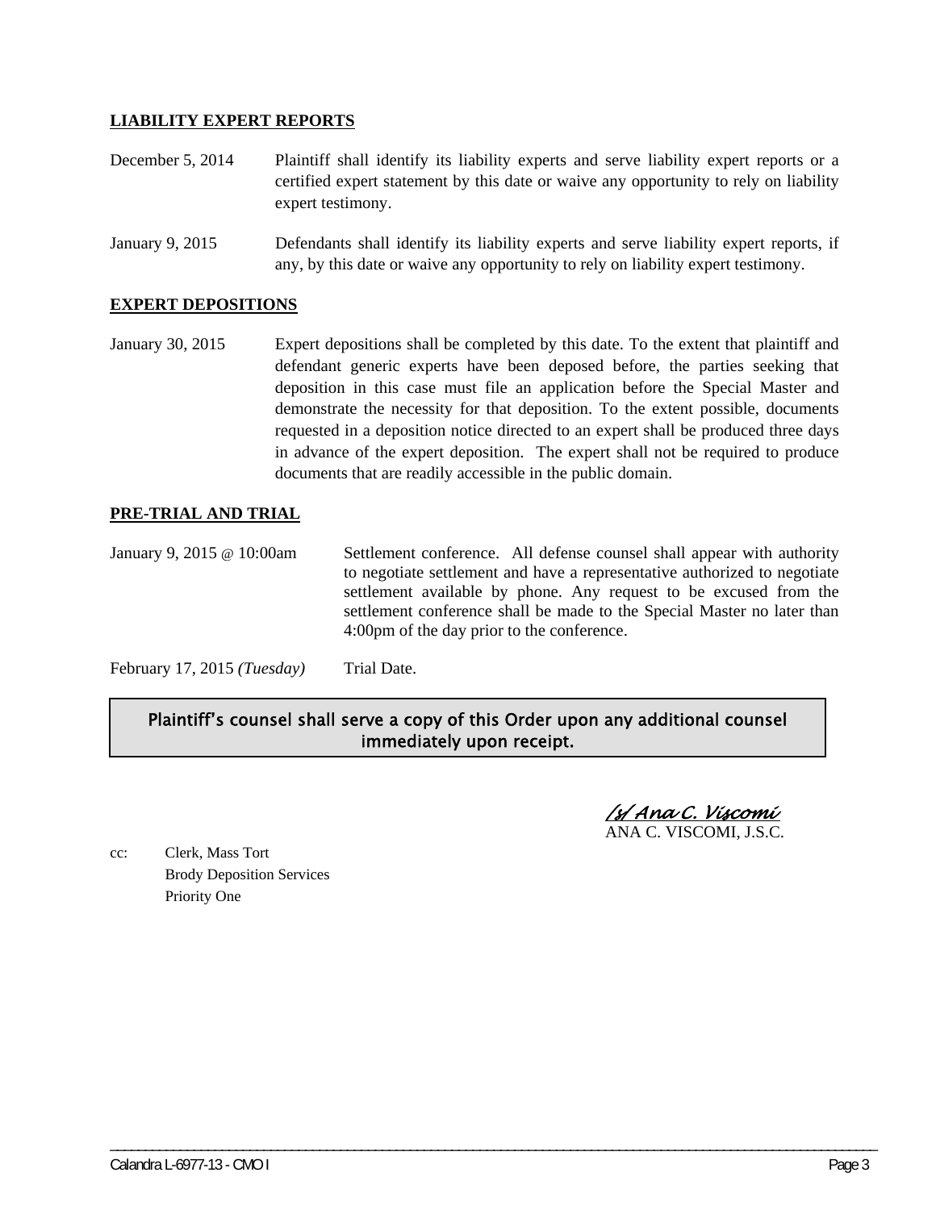**LIABILITY EXPERT REPORTS**

| | |
|---|---|
| December 5, 2014 | Plaintiff shall identify its liability experts and serve liability expert reports or a certified expert statement by this date or waive any opportunity to rely on liability expert testimony. |
| January 9, 2015 | Defendants shall identify its liability experts and serve liability expert reports, if any, by this date or waive any opportunity to rely on liability expert testimony. |

**EXPERT DEPOSITIONS**

| | |
|---|---|
| January 30, 2015 | Expert depositions shall be completed by this date. To the extent that plaintiff and defendant generic experts have been deposed before, the parties seeking that deposition in this case must file an application before the Special Master and demonstrate the necessity for that deposition. To the extent possible, documents requested in a deposition notice directed to an expert shall be produced three days in advance of the expert deposition. The expert shall not be required to produce documents that are readily accessible in the public domain. |

**PRE-TRIAL AND TRIAL**

| | |
|---|---|
| January 9, 2015 @ 10:00am | Settlement conference. All defense counsel shall appear with authority to negotiate settlement and have a representative authorized to negotiate settlement available by phone. Any request to be excused from the settlement conference shall be made to the Special Master no later than 4:00pm of the day prior to the conference. |
| February 17, 2015 *(Tuesday)* | Trial Date. |

**Plaintiff's counsel shall serve a copy of this Order upon any additional counsel immediately upon receipt.**

*/s/ Ana C. Viscomi*
ANA C. VISCOMI, J.S.C.

cc: Clerk, Mass Tort
Brody Deposition Services
Priority One